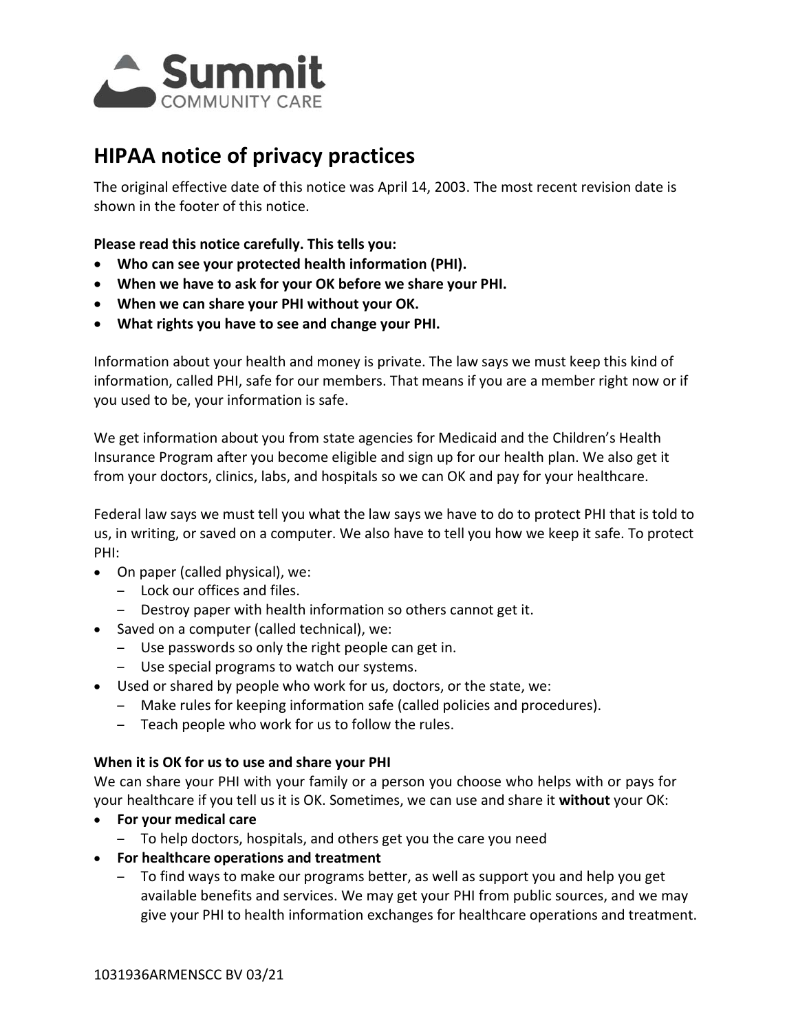Summit COMMUNITY CARE

# HIPAA notice of privacy practices

The original effective date of this notice was April 14, 2003. The most recent revision date is shown in the footer of this notice.

**Please read this notice carefully. This tells you:**

- **Who can see your protected health information (PHI).**
- **When we have to ask for your OK before we share your PHI.**
- **When we can share your PHI without your OK.**
- **What rights you have to see and change your PHI.**

Information about your health and money is private. The law says we must keep this kind of information, called PHI, safe for our members. That means if you are a member right now or if you used to be, your information is safe.

We get information about you from state agencies for Medicaid and the Children's Health Insurance Program after you become eligible and sign up for our health plan. We also get it from your doctors, clinics, labs, and hospitals so we can OK and pay for your healthcare.

Federal law says we must tell you what the law says we have to do to protect PHI that is told to us, in writing, or saved on a computer. We also have to tell you how we keep it safe. To protect PHI:

- On paper (called physical), we:
  - Lock our offices and files.
  - Destroy paper with health information so others cannot get it.
- Saved on a computer (called technical), we:
  - Use passwords so only the right people can get in.
  - Use special programs to watch our systems.
- Used or shared by people who work for us, doctors, or the state, we:
  - Make rules for keeping information safe (called policies and procedures).
  - Teach people who work for us to follow the rules.

**When it is OK for us to use and share your PHI**

We can share your PHI with your family or a person you choose who helps with or pays for your healthcare if you tell us it is OK. Sometimes, we can use and share it **without** your OK:

- **For your medical care**
  - To help doctors, hospitals, and others get you the care you need
- **For healthcare operations and treatment**
  - To find ways to make our programs better, as well as support you and help you get available benefits and services. We may get your PHI from public sources, and we may give your PHI to health information exchanges for healthcare operations and treatment.

1031936ARMENSCC BV 03/21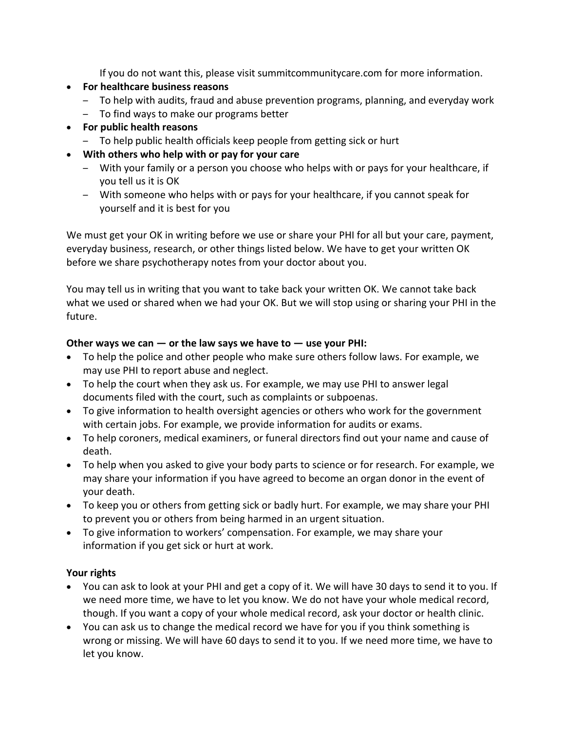If you do not want this, please visit summitcommunitycare.com for more information.

- **For healthcare business reasons**
  - To help with audits, fraud and abuse prevention programs, planning, and everyday work
  - To find ways to make our programs better
- **For public health reasons**
  - To help public health officials keep people from getting sick or hurt
- **With others who help with or pay for your care**
  - With your family or a person you choose who helps with or pays for your healthcare, if you tell us it is OK
  - With someone who helps with or pays for your healthcare, if you cannot speak for yourself and it is best for you

We must get your OK in writing before we use or share your PHI for all but your care, payment, everyday business, research, or other things listed below. We have to get your written OK before we share psychotherapy notes from your doctor about you.

You may tell us in writing that you want to take back your written OK. We cannot take back what we used or shared when we had your OK. But we will stop using or sharing your PHI in the future.

**Other ways we can — or the law says we have to — use your PHI:**

- To help the police and other people who make sure others follow laws. For example, we may use PHI to report abuse and neglect.
- To help the court when they ask us. For example, we may use PHI to answer legal documents filed with the court, such as complaints or subpoenas.
- To give information to health oversight agencies or others who work for the government with certain jobs. For example, we provide information for audits or exams.
- To help coroners, medical examiners, or funeral directors find out your name and cause of death.
- To help when you asked to give your body parts to science or for research. For example, we may share your information if you have agreed to become an organ donor in the event of your death.
- To keep you or others from getting sick or badly hurt. For example, we may share your PHI to prevent you or others from being harmed in an urgent situation.
- To give information to workers' compensation. For example, we may share your information if you get sick or hurt at work.

**Your rights**

- You can ask to look at your PHI and get a copy of it. We will have 30 days to send it to you. If we need more time, we have to let you know. We do not have your whole medical record, though. If you want a copy of your whole medical record, ask your doctor or health clinic.
- You can ask us to change the medical record we have for you if you think something is wrong or missing. We will have 60 days to send it to you. If we need more time, we have to let you know.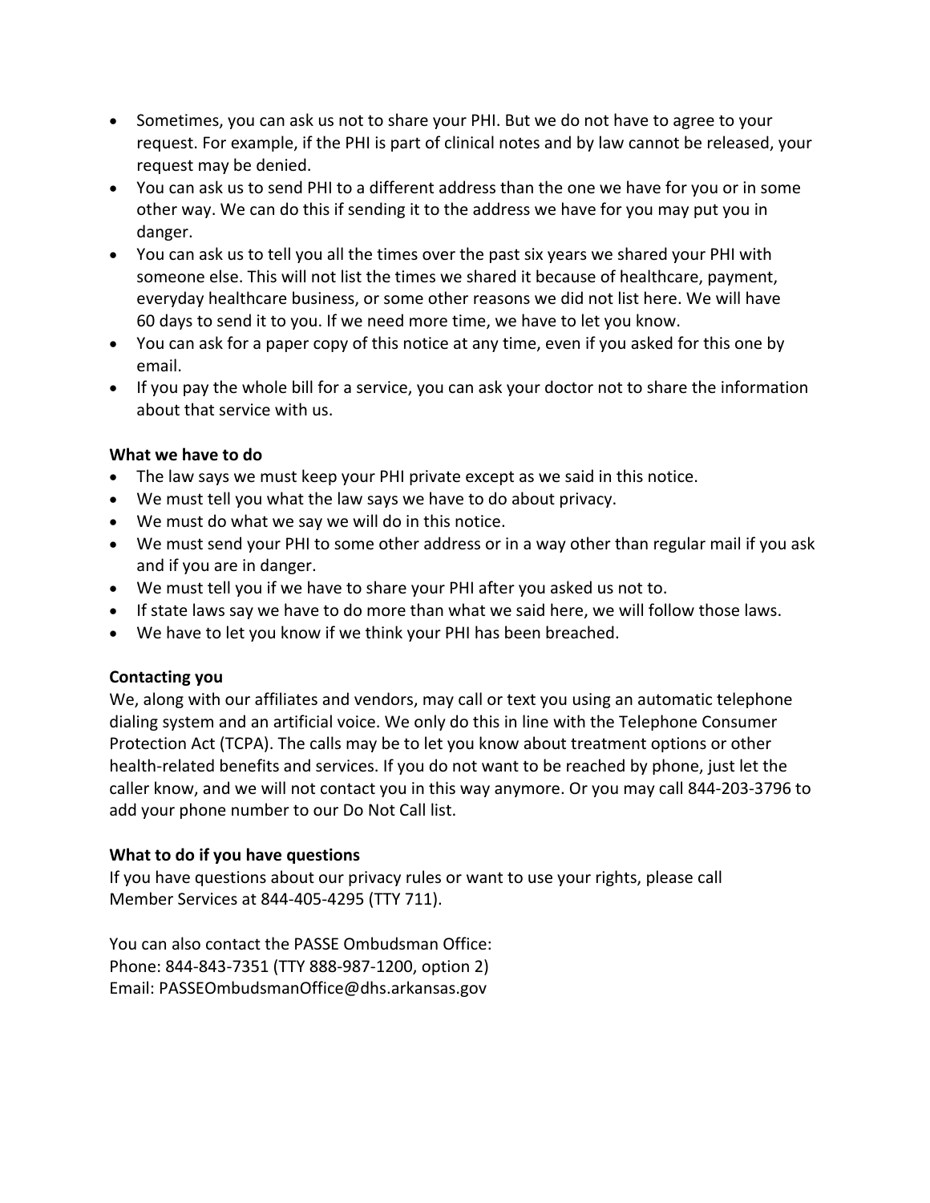- Sometimes, you can ask us not to share your PHI. But we do not have to agree to your request. For example, if the PHI is part of clinical notes and by law cannot be released, your request may be denied.
- You can ask us to send PHI to a different address than the one we have for you or in some other way. We can do this if sending it to the address we have for you may put you in danger.
- You can ask us to tell you all the times over the past six years we shared your PHI with someone else. This will not list the times we shared it because of healthcare, payment, everyday healthcare business, or some other reasons we did not list here. We will have 60 days to send it to you. If we need more time, we have to let you know.
- You can ask for a paper copy of this notice at any time, even if you asked for this one by email.
- If you pay the whole bill for a service, you can ask your doctor not to share the information about that service with us.

**What we have to do**

- The law says we must keep your PHI private except as we said in this notice.
- We must tell you what the law says we have to do about privacy.
- We must do what we say we will do in this notice.
- We must send your PHI to some other address or in a way other than regular mail if you ask and if you are in danger.
- We must tell you if we have to share your PHI after you asked us not to.
- If state laws say we have to do more than what we said here, we will follow those laws.
- We have to let you know if we think your PHI has been breached.

**Contacting you**

We, along with our affiliates and vendors, may call or text you using an automatic telephone dialing system and an artificial voice. We only do this in line with the Telephone Consumer Protection Act (TCPA). The calls may be to let you know about treatment options or other health-related benefits and services. If you do not want to be reached by phone, just let the caller know, and we will not contact you in this way anymore. Or you may call 844-203-3796 to add your phone number to our Do Not Call list.

**What to do if you have questions**

If you have questions about our privacy rules or want to use your rights, please call Member Services at 844-405-4295 (TTY 711).

You can also contact the PASSE Ombudsman Office:
Phone: 844-843-7351 (TTY 888-987-1200, option 2)
Email: PASSEOmbudsmanOffice@dhs.arkansas.gov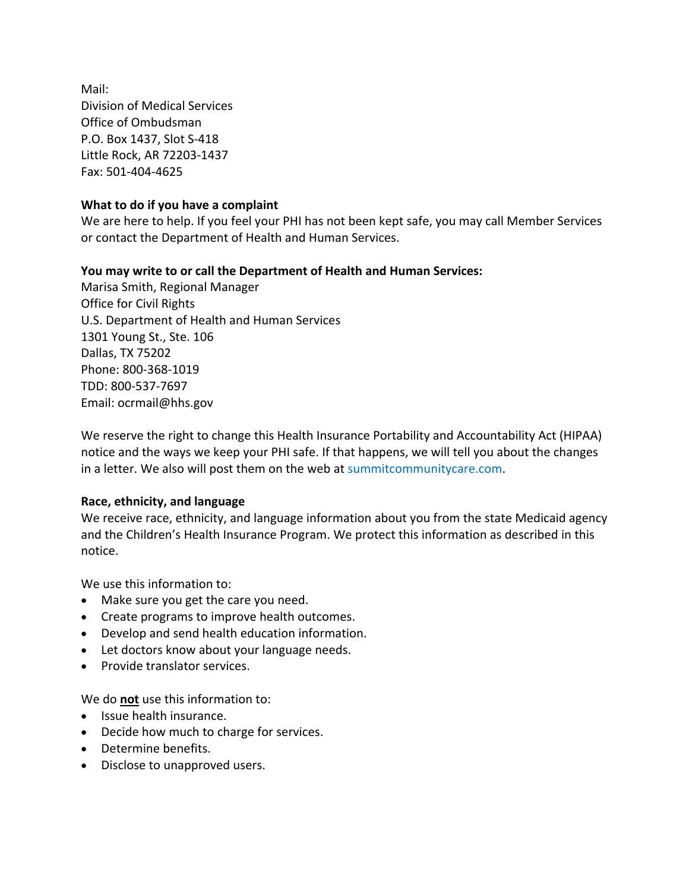Mail:
Division of Medical Services
Office of Ombudsman
P.O. Box 1437, Slot S-418
Little Rock, AR 72203-1437
Fax: 501-404-4625

**What to do if you have a complaint**

We are here to help. If you feel your PHI has not been kept safe, you may call Member Services or contact the Department of Health and Human Services.

**You may write to or call the Department of Health and Human Services:**

Marisa Smith, Regional Manager
Office for Civil Rights
U.S. Department of Health and Human Services
1301 Young St., Ste. 106
Dallas, TX 75202
Phone: 800-368-1019
TDD: 800-537-7697
Email: ocrmail@hhs.gov

We reserve the right to change this Health Insurance Portability and Accountability Act (HIPAA) notice and the ways we keep your PHI safe. If that happens, we will tell you about the changes in a letter. We also will post them on the web at summitcommunitycare.com.

**Race, ethnicity, and language**

We receive race, ethnicity, and language information about you from the state Medicaid agency and the Children's Health Insurance Program. We protect this information as described in this notice.

We use this information to:

- Make sure you get the care you need.
- Create programs to improve health outcomes.
- Develop and send health education information.
- Let doctors know about your language needs.
- Provide translator services.

We do **not** use this information to:

- Issue health insurance.
- Decide how much to charge for services.
- Determine benefits.
- Disclose to unapproved users.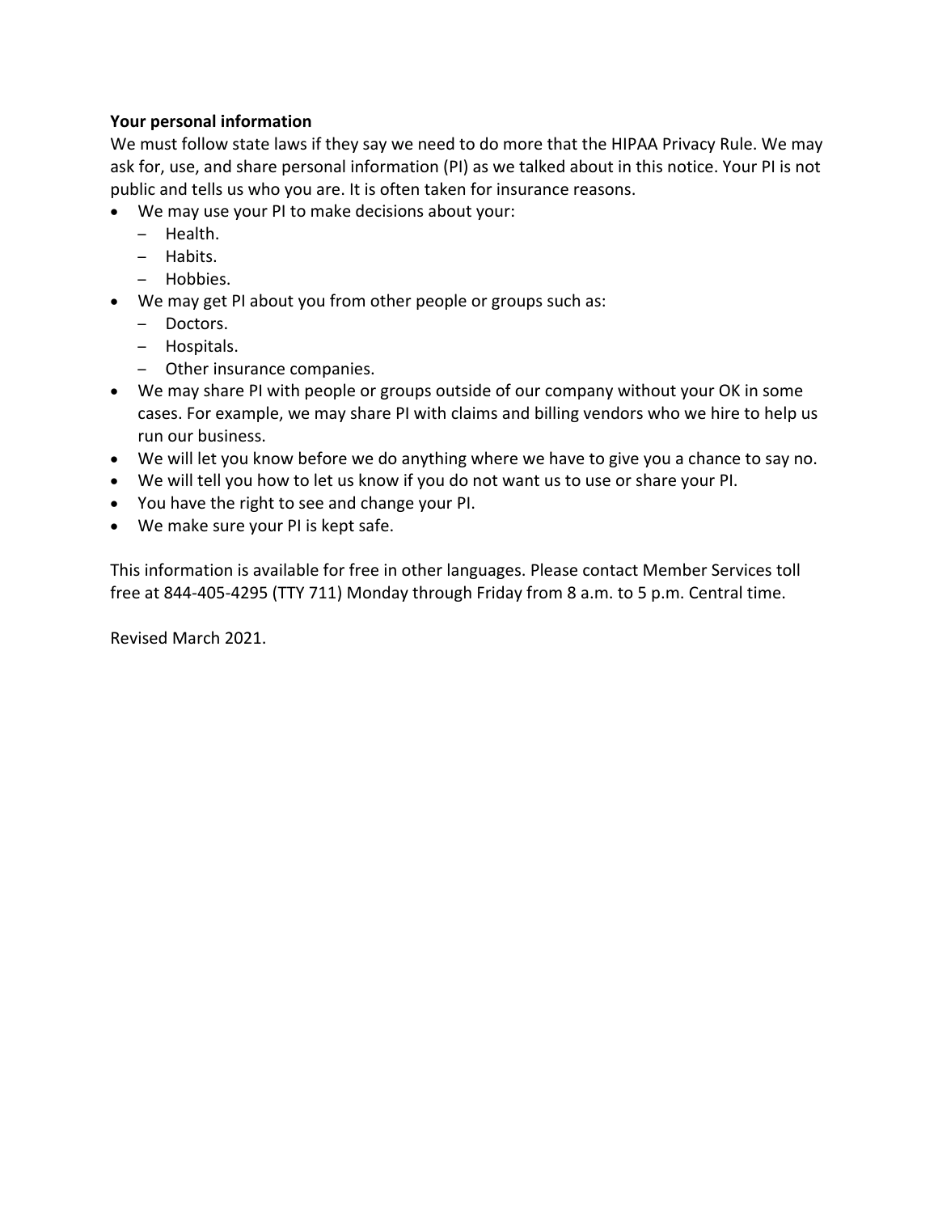**Your personal information**

We must follow state laws if they say we need to do more that the HIPAA Privacy Rule. We may ask for, use, and share personal information (PI) as we talked about in this notice. Your PI is not public and tells us who you are. It is often taken for insurance reasons.

- We may use your PI to make decisions about your:
  - Health.
  - Habits.
  - Hobbies.
- We may get PI about you from other people or groups such as:
  - Doctors.
  - Hospitals.
  - Other insurance companies.
- We may share PI with people or groups outside of our company without your OK in some cases. For example, we may share PI with claims and billing vendors who we hire to help us run our business.
- We will let you know before we do anything where we have to give you a chance to say no.
- We will tell you how to let us know if you do not want us to use or share your PI.
- You have the right to see and change your PI.
- We make sure your PI is kept safe.

This information is available for free in other languages. Please contact Member Services toll free at 844-405-4295 (TTY 711) Monday through Friday from 8 a.m. to 5 p.m. Central time.

Revised March 2021.